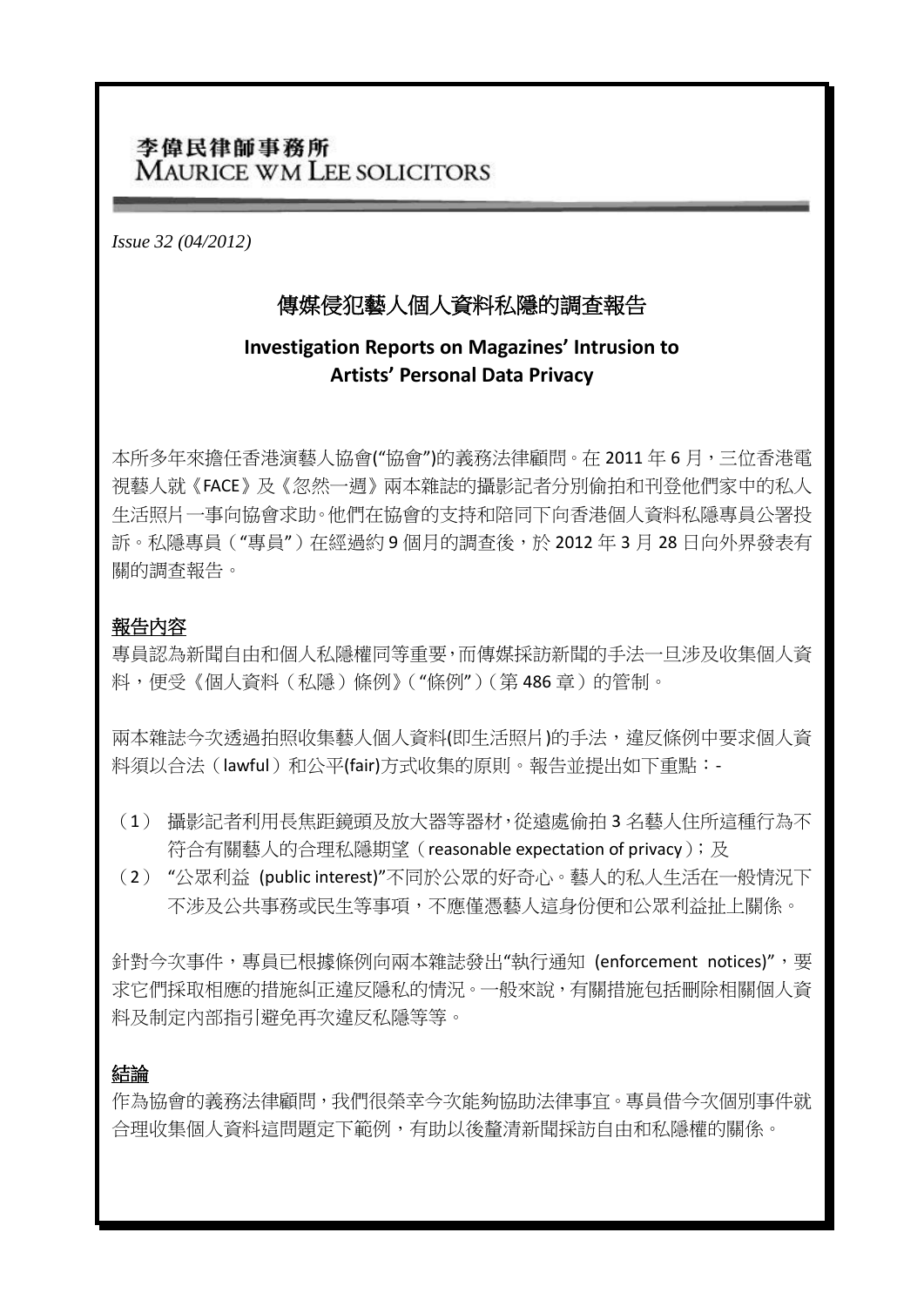李偉民律師事務所
MAURICE WM LEE SOLICITORS

*Issue 32 (04/2012)*

# 傳媒侵犯藝人個人資料私隱的調查報告

## Investigation Reports on Magazines' Intrusion to Artists' Personal Data Privacy

本所多年來擔任香港演藝人協會("協會")的義務法律顧問。在 2011 年 6 月，三位香港電視藝人就《FACE》及《忽然一週》兩本雜誌的攝影記者分別偷拍和刊登他們家中的私人生活照片一事向協會求助。他們在協會的支持和陪同下向香港個人資料私隱專員公署投訴。私隱專員（"專員"）在經過約 9 個月的調查後，於 2012 年 3 月 28 日向外界發表有關的調查報告。

### 報告內容

專員認為新聞自由和個人私隱權同等重要，而傳媒採訪新聞的手法一旦涉及收集個人資料，便受《個人資料（私隱）條例》（"條例"）（第 486 章）的管制。

兩本雜誌今次透過拍照收集藝人個人資料(即生活照片)的手法，違反條例中要求個人資料須以合法（lawful）和公平(fair)方式收集的原則。報告並提出如下重點：-

（1） 攝影記者利用長焦距鏡頭及放大器等器材，從遠處偷拍 3 名藝人住所這種行為不符合有關藝人的合理私隱期望（reasonable expectation of privacy）；及

（2） "公眾利益 (public interest)"不同於公眾的好奇心。藝人的私人生活在一般情況下不涉及公共事務或民生等事項，不應僅憑藝人這身份便和公眾利益扯上關係。

針對今次事件，專員已根據條例向兩本雜誌發出"執行通知 (enforcement notices)"，要求它們採取相應的措施糾正違反隱私的情況。一般來說，有關措施包括刪除相關個人資料及制定內部指引避免再次違反私隱等等。

### 結論

作為協會的義務法律顧問，我們很榮幸今次能夠協助法律事宜。專員借今次個別事件就合理收集個人資料這問題定下範例，有助以後釐清新聞採訪自由和私隱權的關係。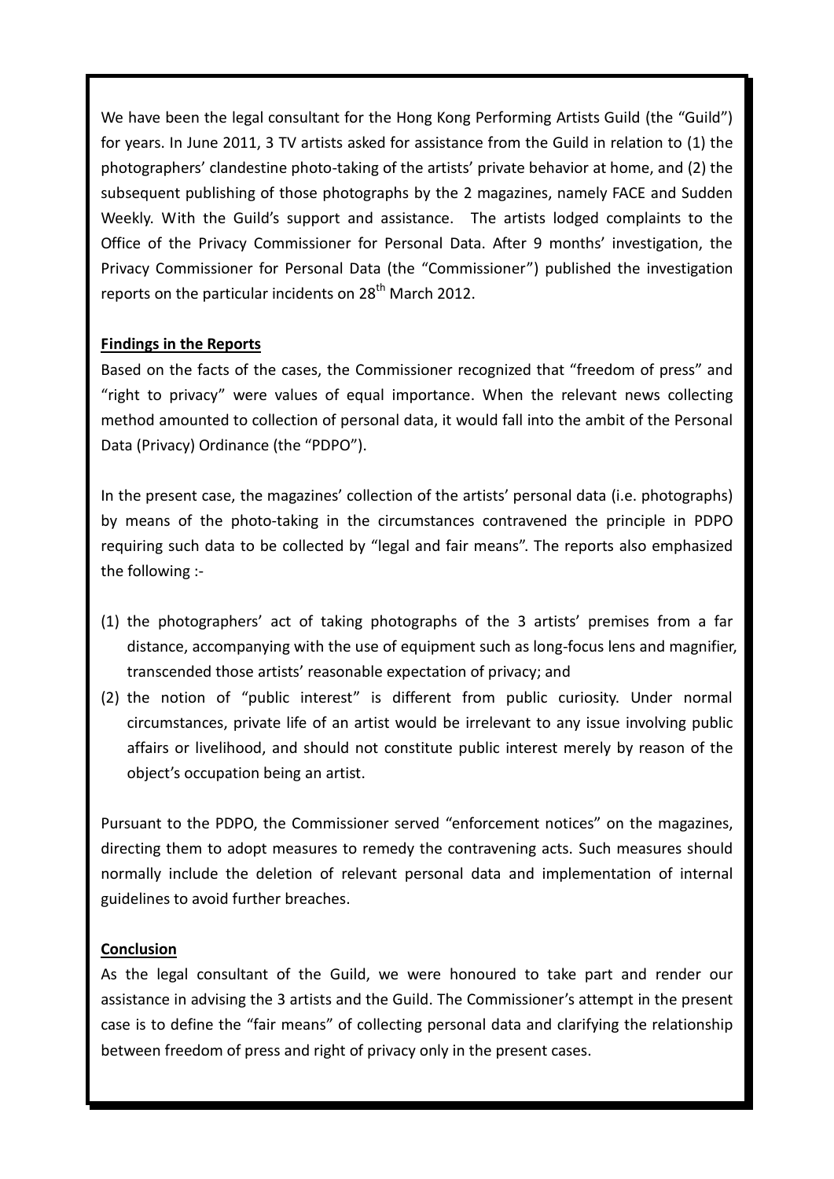We have been the legal consultant for the Hong Kong Performing Artists Guild (the "Guild") for years. In June 2011, 3 TV artists asked for assistance from the Guild in relation to (1) the photographers' clandestine photo-taking of the artists' private behavior at home, and (2) the subsequent publishing of those photographs by the 2 magazines, namely FACE and Sudden Weekly. With the Guild's support and assistance. The artists lodged complaints to the Office of the Privacy Commissioner for Personal Data. After 9 months' investigation, the Privacy Commissioner for Personal Data (the "Commissioner") published the investigation reports on the particular incidents on 28th March 2012.

**Findings in the Reports**

Based on the facts of the cases, the Commissioner recognized that "freedom of press" and "right to privacy" were values of equal importance. When the relevant news collecting method amounted to collection of personal data, it would fall into the ambit of the Personal Data (Privacy) Ordinance (the "PDPO").

In the present case, the magazines' collection of the artists' personal data (i.e. photographs) by means of the photo-taking in the circumstances contravened the principle in PDPO requiring such data to be collected by "legal and fair means". The reports also emphasized the following :-

(1) the photographers' act of taking photographs of the 3 artists' premises from a far distance, accompanying with the use of equipment such as long-focus lens and magnifier, transcended those artists' reasonable expectation of privacy; and
(2) the notion of "public interest" is different from public curiosity. Under normal circumstances, private life of an artist would be irrelevant to any issue involving public affairs or livelihood, and should not constitute public interest merely by reason of the object's occupation being an artist.

Pursuant to the PDPO, the Commissioner served "enforcement notices" on the magazines, directing them to adopt measures to remedy the contravening acts. Such measures should normally include the deletion of relevant personal data and implementation of internal guidelines to avoid further breaches.

**Conclusion**

As the legal consultant of the Guild, we were honoured to take part and render our assistance in advising the 3 artists and the Guild. The Commissioner's attempt in the present case is to define the "fair means" of collecting personal data and clarifying the relationship between freedom of press and right of privacy only in the present cases.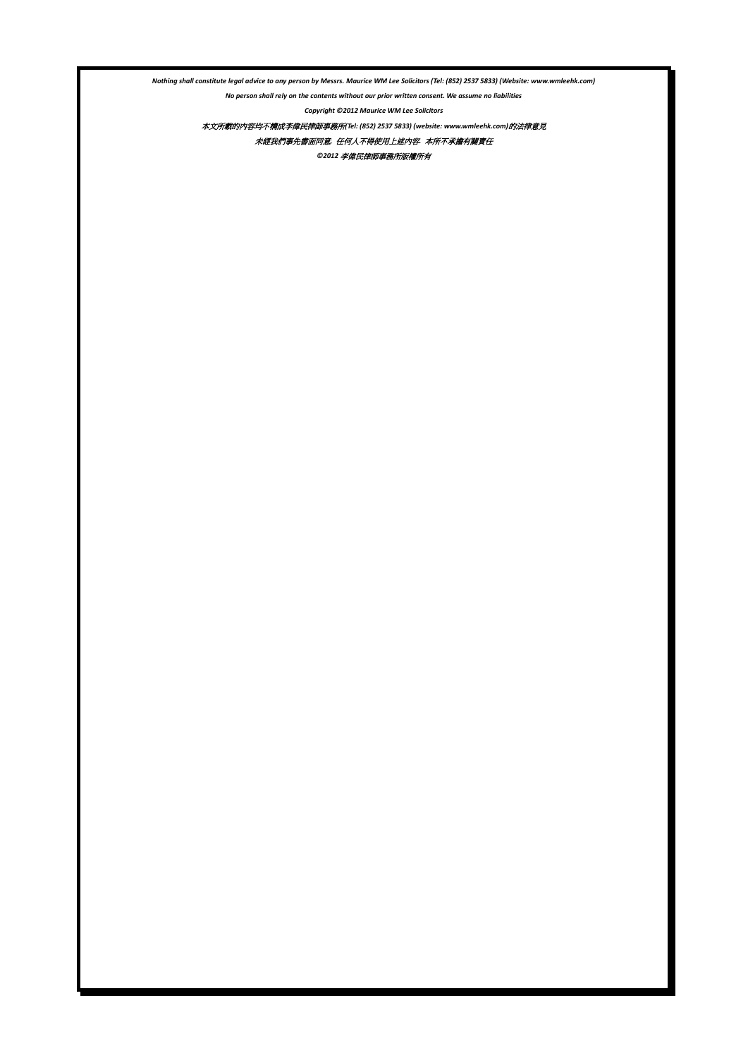*Nothing shall constitute legal advice to any person by Messrs. Maurice WM Lee Solicitors (Tel: (852) 2537 5833) (Website: www.wmleehk.com)*

*No person shall rely on the contents without our prior written consent. We assume no liabilities*

*Copyright ©2012 Maurice WM Lee Solicitors*

*本文所載的內容均不構成李偉民律師事務所(Tel: (852) 2537 5833) (website: www.wmleehk.com)的法律意見*

*未經我們事先書面同意，任何人不得使用上述內容. 本所不承擔有關責任*

*©2012 李偉民律師事務所版權所有*